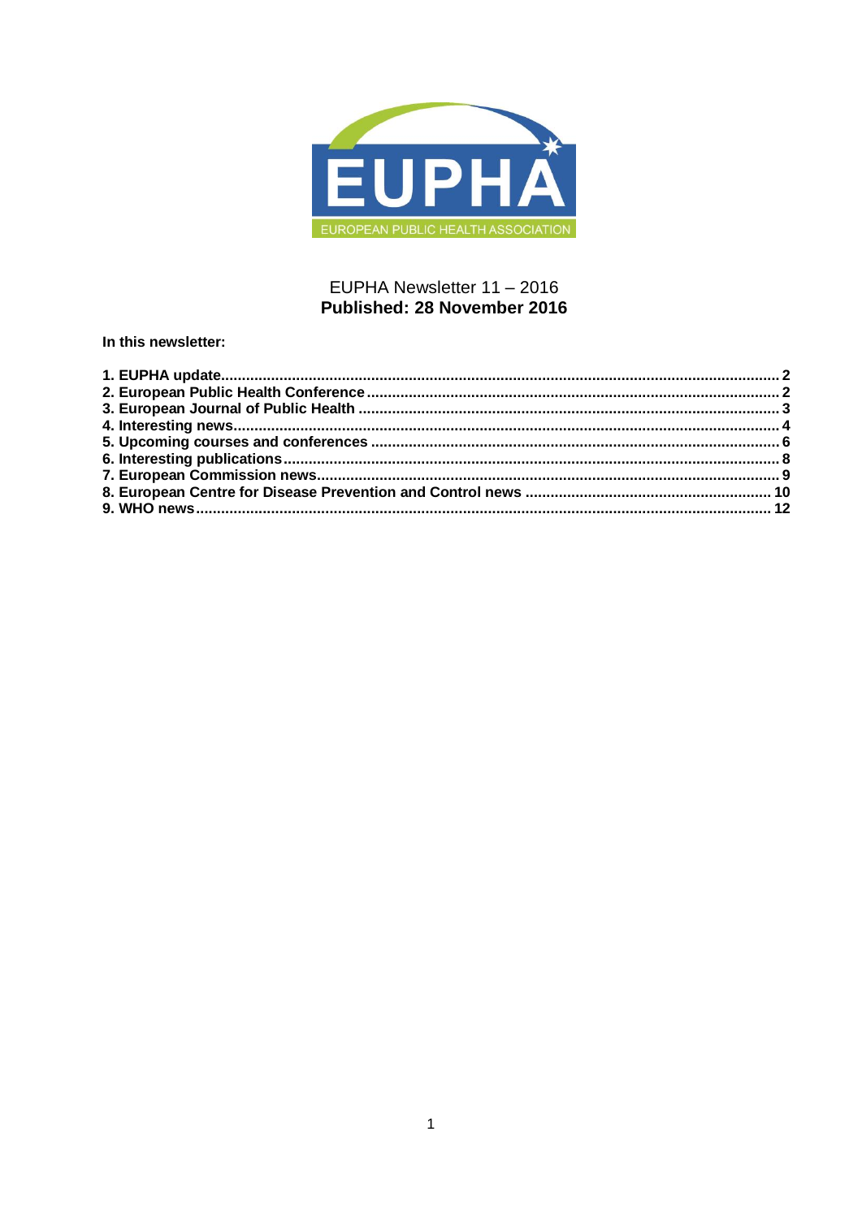EUPHA Newsletter 11 – 2016
**Published: 28 November 2016**

**In this newsletter:**

**1. EUPHA update .... 2**
**2. European Public Health Conference .... 2**
**3. European Journal of Public Health .... 3**
**4. Interesting news .... 4**
**5. Upcoming courses and conferences .... 6**
**6. Interesting publications .... 8**
**7. European Commission news .... 9**
**8. European Centre for Disease Prevention and Control news .... 10**
**9. WHO news .... 12**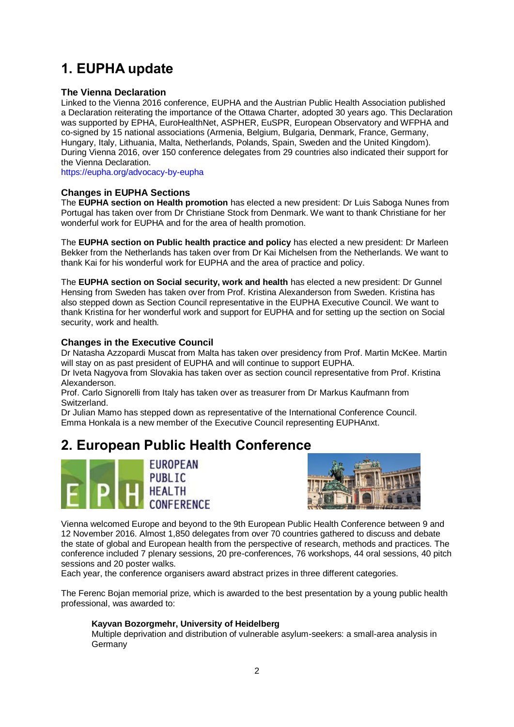# 1. EUPHA update

### The Vienna Declaration

Linked to the Vienna 2016 conference, EUPHA and the Austrian Public Health Association published a Declaration reiterating the importance of the Ottawa Charter, adopted 30 years ago. This Declaration was supported by EPHA, EuroHealthNet, ASPHER, EuSPR, European Observatory and WFPHA and co-signed by 15 national associations (Armenia, Belgium, Bulgaria, Denmark, France, Germany, Hungary, Italy, Lithuania, Malta, Netherlands, Polands, Spain, Sweden and the United Kingdom). During Vienna 2016, over 150 conference delegates from 29 countries also indicated their support for the Vienna Declaration.
https://eupha.org/advocacy-by-eupha

### Changes in EUPHA Sections

The **EUPHA section on Health promotion** has elected a new president: Dr Luis Saboga Nunes from Portugal has taken over from Dr Christiane Stock from Denmark. We want to thank Christiane for her wonderful work for EUPHA and for the area of health promotion.

The **EUPHA section on Public health practice and policy** has elected a new president: Dr Marleen Bekker from the Netherlands has taken over from Dr Kai Michelsen from the Netherlands. We want to thank Kai for his wonderful work for EUPHA and the area of practice and policy.

The **EUPHA section on Social security, work and health** has elected a new president: Dr Gunnel Hensing from Sweden has taken over from Prof. Kristina Alexanderson from Sweden. Kristina has also stepped down as Section Council representative in the EUPHA Executive Council. We want to thank Kristina for her wonderful work and support for EUPHA and for setting up the section on Social security, work and health.

### Changes in the Executive Council

Dr Natasha Azzopardi Muscat from Malta has taken over presidency from Prof. Martin McKee. Martin will stay on as past president of EUPHA and will continue to support EUPHA.
Dr Iveta Nagyova from Slovakia has taken over as section council representative from Prof. Kristina Alexanderson.
Prof. Carlo Signorelli from Italy has taken over as treasurer from Dr Markus Kaufmann from Switzerland.
Dr Julian Mamo has stepped down as representative of the International Conference Council.
Emma Honkala is a new member of the Executive Council representing EUPHAnxt.

# 2. European Public Health Conference

Vienna welcomed Europe and beyond to the 9th European Public Health Conference between 9 and 12 November 2016. Almost 1,850 delegates from over 70 countries gathered to discuss and debate the state of global and European health from the perspective of research, methods and practices. The conference included 7 plenary sessions, 20 pre-conferences, 76 workshops, 44 oral sessions, 40 pitch sessions and 20 poster walks.
Each year, the conference organisers award abstract prizes in three different categories.

The Ferenc Bojan memorial prize, which is awarded to the best presentation by a young public health professional, was awarded to:

> **Kayvan Bozorgmehr, University of Heidelberg**
> Multiple deprivation and distribution of vulnerable asylum-seekers: a small-area analysis in Germany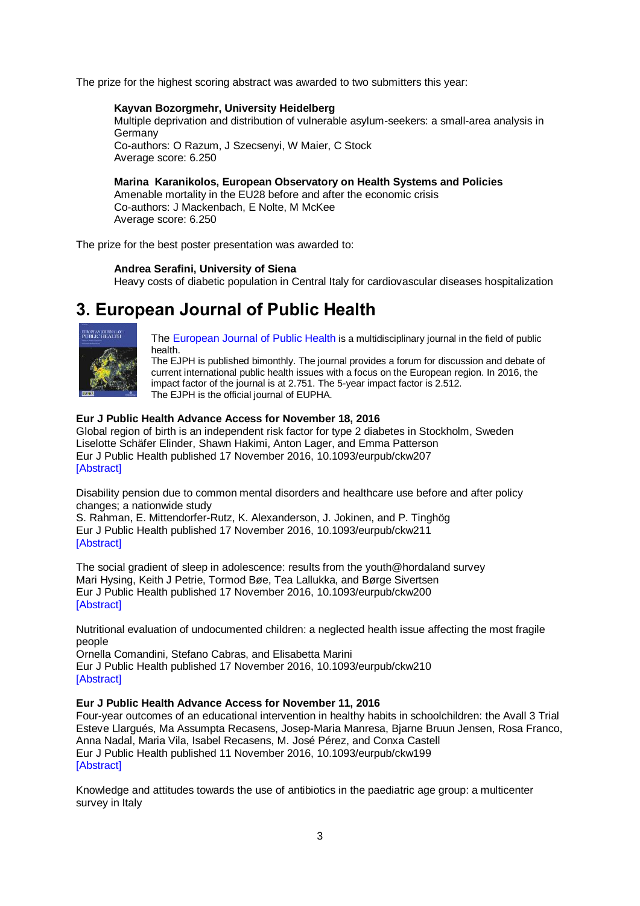The prize for the highest scoring abstract was awarded to two submitters this year:

**Kayvan Bozorgmehr, University Heidelberg**
Multiple deprivation and distribution of vulnerable asylum-seekers: a small-area analysis in Germany
Co-authors: O Razum, J Szecsenyi, W Maier, C Stock
Average score: 6.250

**Marina Karanikolos, European Observatory on Health Systems and Policies**
Amenable mortality in the EU28 before and after the economic crisis
Co-authors: J Mackenbach, E Nolte, M McKee
Average score: 6.250

The prize for the best poster presentation was awarded to:

**Andrea Serafini, University of Siena**
Heavy costs of diabetic population in Central Italy for cardiovascular diseases hospitalization

## 3. European Journal of Public Health

The European Journal of Public Health is a multidisciplinary journal in the field of public health.
The EJPH is published bimonthly. The journal provides a forum for discussion and debate of current international public health issues with a focus on the European region. In 2016, the impact factor of the journal is at 2.751. The 5-year impact factor is 2.512.
The EJPH is the official journal of EUPHA.

**Eur J Public Health Advance Access for November 18, 2016**
Global region of birth is an independent risk factor for type 2 diabetes in Stockholm, Sweden
Liselotte Schäfer Elinder, Shawn Hakimi, Anton Lager, and Emma Patterson
Eur J Public Health published 17 November 2016, 10.1093/eurpub/ckw207
[Abstract]

Disability pension due to common mental disorders and healthcare use before and after policy changes; a nationwide study
S. Rahman, E. Mittendorfer-Rutz, K. Alexanderson, J. Jokinen, and P. Tinghög
Eur J Public Health published 17 November 2016, 10.1093/eurpub/ckw211
[Abstract]

The social gradient of sleep in adolescence: results from the youth@hordaland survey
Mari Hysing, Keith J Petrie, Tormod Bøe, Tea Lallukka, and Børge Sivertsen
Eur J Public Health published 17 November 2016, 10.1093/eurpub/ckw200
[Abstract]

Nutritional evaluation of undocumented children: a neglected health issue affecting the most fragile people
Ornella Comandini, Stefano Cabras, and Elisabetta Marini
Eur J Public Health published 17 November 2016, 10.1093/eurpub/ckw210
[Abstract]

**Eur J Public Health Advance Access for November 11, 2016**
Four-year outcomes of an educational intervention in healthy habits in schoolchildren: the Avall 3 Trial
Esteve Llargués, Ma Assumpta Recasens, Josep-Maria Manresa, Bjarne Bruun Jensen, Rosa Franco, Anna Nadal, Maria Vila, Isabel Recasens, M. José Pérez, and Conxa Castell
Eur J Public Health published 11 November 2016, 10.1093/eurpub/ckw199
[Abstract]

Knowledge and attitudes towards the use of antibiotics in the paediatric age group: a multicenter survey in Italy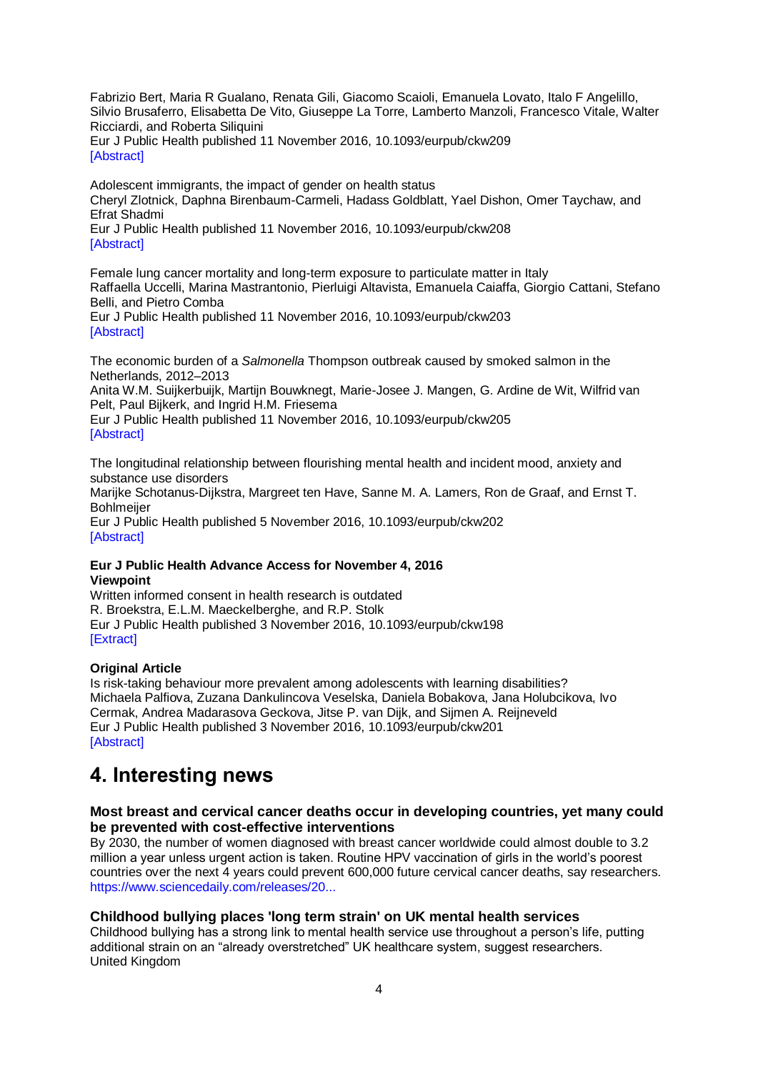Fabrizio Bert, Maria R Gualano, Renata Gili, Giacomo Scaioli, Emanuela Lovato, Italo F Angelillo, Silvio Brusaferro, Elisabetta De Vito, Giuseppe La Torre, Lamberto Manzoli, Francesco Vitale, Walter Ricciardi, and Roberta Siliquini
Eur J Public Health published 11 November 2016, 10.1093/eurpub/ckw209
[Abstract]

Adolescent immigrants, the impact of gender on health status
Cheryl Zlotnick, Daphna Birenbaum-Carmeli, Hadass Goldblatt, Yael Dishon, Omer Taychaw, and Efrat Shadmi
Eur J Public Health published 11 November 2016, 10.1093/eurpub/ckw208
[Abstract]

Female lung cancer mortality and long-term exposure to particulate matter in Italy
Raffaella Uccelli, Marina Mastrantonio, Pierluigi Altavista, Emanuela Caiaffa, Giorgio Cattani, Stefano Belli, and Pietro Comba
Eur J Public Health published 11 November 2016, 10.1093/eurpub/ckw203
[Abstract]

The economic burden of a *Salmonella* Thompson outbreak caused by smoked salmon in the Netherlands, 2012–2013
Anita W.M. Suijkerbuijk, Martijn Bouwknegt, Marie-Josee J. Mangen, G. Ardine de Wit, Wilfrid van Pelt, Paul Bijkerk, and Ingrid H.M. Friesema
Eur J Public Health published 11 November 2016, 10.1093/eurpub/ckw205
[Abstract]

The longitudinal relationship between flourishing mental health and incident mood, anxiety and substance use disorders
Marijke Schotanus-Dijkstra, Margreet ten Have, Sanne M. A. Lamers, Ron de Graaf, and Ernst T. Bohlmeijer
Eur J Public Health published 5 November 2016, 10.1093/eurpub/ckw202
[Abstract]

**Eur J Public Health Advance Access for November 4, 2016**
**Viewpoint**
Written informed consent in health research is outdated
R. Broekstra, E.L.M. Maeckelberghe, and R.P. Stolk
Eur J Public Health published 3 November 2016, 10.1093/eurpub/ckw198
[Extract]

**Original Article**
Is risk-taking behaviour more prevalent among adolescents with learning disabilities?
Michaela Palfiova, Zuzana Dankulincova Veselska, Daniela Bobakova, Jana Holubcikova, Ivo Cermak, Andrea Madarasova Geckova, Jitse P. van Dijk, and Sijmen A. Reijneveld
Eur J Public Health published 3 November 2016, 10.1093/eurpub/ckw201
[Abstract]

# 4. Interesting news

### Most breast and cervical cancer deaths occur in developing countries, yet many could be prevented with cost-effective interventions

By 2030, the number of women diagnosed with breast cancer worldwide could almost double to 3.2 million a year unless urgent action is taken. Routine HPV vaccination of girls in the world's poorest countries over the next 4 years could prevent 600,000 future cervical cancer deaths, say researchers.
https://www.sciencedaily.com/releases/20...

### Childhood bullying places 'long term strain' on UK mental health services

Childhood bullying has a strong link to mental health service use throughout a person's life, putting additional strain on an "already overstretched" UK healthcare system, suggest researchers.
United Kingdom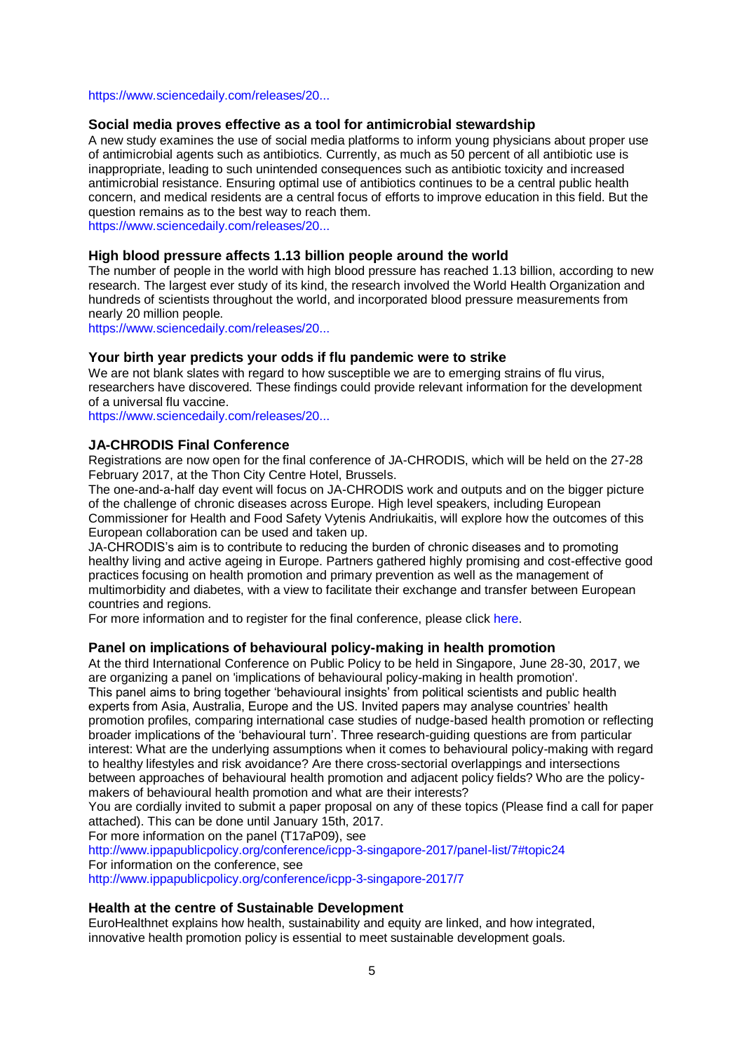https://www.sciencedaily.com/releases/20...

### Social media proves effective as a tool for antimicrobial stewardship

A new study examines the use of social media platforms to inform young physicians about proper use of antimicrobial agents such as antibiotics. Currently, as much as 50 percent of all antibiotic use is inappropriate, leading to such unintended consequences such as antibiotic toxicity and increased antimicrobial resistance. Ensuring optimal use of antibiotics continues to be a central public health concern, and medical residents are a central focus of efforts to improve education in this field. But the question remains as to the best way to reach them.
https://www.sciencedaily.com/releases/20...

### High blood pressure affects 1.13 billion people around the world

The number of people in the world with high blood pressure has reached 1.13 billion, according to new research. The largest ever study of its kind, the research involved the World Health Organization and hundreds of scientists throughout the world, and incorporated blood pressure measurements from nearly 20 million people.
https://www.sciencedaily.com/releases/20...

### Your birth year predicts your odds if flu pandemic were to strike

We are not blank slates with regard to how susceptible we are to emerging strains of flu virus, researchers have discovered. These findings could provide relevant information for the development of a universal flu vaccine.
https://www.sciencedaily.com/releases/20...

### JA-CHRODIS Final Conference

Registrations are now open for the final conference of JA-CHRODIS, which will be held on the 27-28 February 2017, at the Thon City Centre Hotel, Brussels.
The one-and-a-half day event will focus on JA-CHRODIS work and outputs and on the bigger picture of the challenge of chronic diseases across Europe. High level speakers, including European Commissioner for Health and Food Safety Vytenis Andriukaitis, will explore how the outcomes of this European collaboration can be used and taken up.
JA-CHRODIS's aim is to contribute to reducing the burden of chronic diseases and to promoting healthy living and active ageing in Europe. Partners gathered highly promising and cost-effective good practices focusing on health promotion and primary prevention as well as the management of multimorbidity and diabetes, with a view to facilitate their exchange and transfer between European countries and regions.
For more information and to register for the final conference, please click here.

### Panel on implications of behavioural policy-making in health promotion

At the third International Conference on Public Policy to be held in Singapore, June 28-30, 2017, we are organizing a panel on 'implications of behavioural policy-making in health promotion'.
This panel aims to bring together 'behavioural insights' from political scientists and public health experts from Asia, Australia, Europe and the US. Invited papers may analyse countries' health promotion profiles, comparing international case studies of nudge-based health promotion or reflecting broader implications of the 'behavioural turn'. Three research-guiding questions are from particular interest: What are the underlying assumptions when it comes to behavioural policy-making with regard to healthy lifestyles and risk avoidance? Are there cross-sectorial overlappings and intersections between approaches of behavioural health promotion and adjacent policy fields? Who are the policy-makers of behavioural health promotion and what are their interests?
You are cordially invited to submit a paper proposal on any of these topics (Please find a call for paper attached). This can be done until January 15th, 2017.
For more information on the panel (T17aP09), see
http://www.ippapublicpolicy.org/conference/icpp-3-singapore-2017/panel-list/7#topic24
For information on the conference, see
http://www.ippapublicpolicy.org/conference/icpp-3-singapore-2017/7

### Health at the centre of Sustainable Development

EuroHealthnet explains how health, sustainability and equity are linked, and how integrated, innovative health promotion policy is essential to meet sustainable development goals.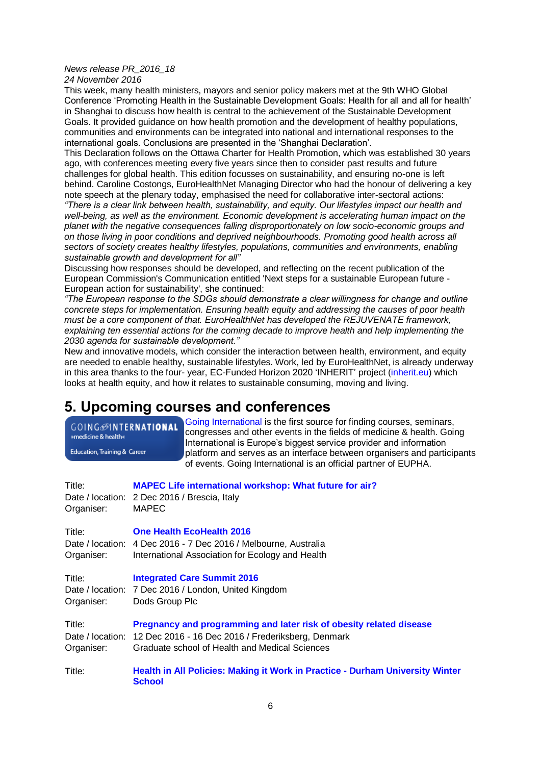*News release PR_2016_18*
*24 November 2016*

This week, many health ministers, mayors and senior policy makers met at the 9th WHO Global Conference 'Promoting Health in the Sustainable Development Goals: Health for all and all for health' in Shanghai to discuss how health is central to the achievement of the Sustainable Development Goals. It provided guidance on how health promotion and the development of healthy populations, communities and environments can be integrated into national and international responses to the international goals. Conclusions are presented in the 'Shanghai Declaration'.

This Declaration follows on the Ottawa Charter for Health Promotion, which was established 30 years ago, with conferences meeting every five years since then to consider past results and future challenges for global health. This edition focusses on sustainability, and ensuring no-one is left behind. Caroline Costongs, EuroHealthNet Managing Director who had the honour of delivering a key note speech at the plenary today, emphasised the need for collaborative inter-sectoral actions:

*"There is a clear link between health, sustainability, and equity. Our lifestyles impact our health and well-being, as well as the environment. Economic development is accelerating human impact on the planet with the negative consequences falling disproportionately on low socio-economic groups and on those living in poor conditions and deprived neighbourhoods. Promoting good health across all sectors of society creates healthy lifestyles, populations, communities and environments, enabling sustainable growth and development for all"*

Discussing how responses should be developed, and reflecting on the recent publication of the European Commission's Communication entitled 'Next steps for a sustainable European future - European action for sustainability', she continued:

*"The European response to the SDGs should demonstrate a clear willingness for change and outline concrete steps for implementation. Ensuring health equity and addressing the causes of poor health must be a core component of that. EuroHealthNet has developed the REJUVENATE framework, explaining ten essential actions for the coming decade to improve health and help implementing the 2030 agenda for sustainable development."*

New and innovative models, which consider the interaction between health, environment, and equity are needed to enable healthy, sustainable lifestyles. Work, led by EuroHealthNet, is already underway in this area thanks to the four- year, EC-Funded Horizon 2020 'INHERIT' project (inherit.eu) which looks at health equity, and how it relates to sustainable consuming, moving and living.

## 5. Upcoming courses and conferences

GOING INTERNATIONAL »medicine & health« Education, Training & Career

Going International is the first source for finding courses, seminars, congresses and other events in the fields of medicine & health. Going International is Europe's biggest service provider and information platform and serves as an interface between organisers and participants of events. Going International is an official partner of EUPHA.

Title: **MAPEC Life international workshop: What future for air?**
Date / location: 2 Dec 2016 / Brescia, Italy
Organiser: MAPEC

Title: **One Health EcoHealth 2016**
Date / location: 4 Dec 2016 - 7 Dec 2016 / Melbourne, Australia
Organiser: International Association for Ecology and Health

Title: **Integrated Care Summit 2016**
Date / location: 7 Dec 2016 / London, United Kingdom
Organiser: Dods Group Plc

Title: **Pregnancy and programming and later risk of obesity related disease**
Date / location: 12 Dec 2016 - 16 Dec 2016 / Frederiksberg, Denmark
Organiser: Graduate school of Health and Medical Sciences

Title: **Health in All Policies: Making it Work in Practice - Durham University Winter School**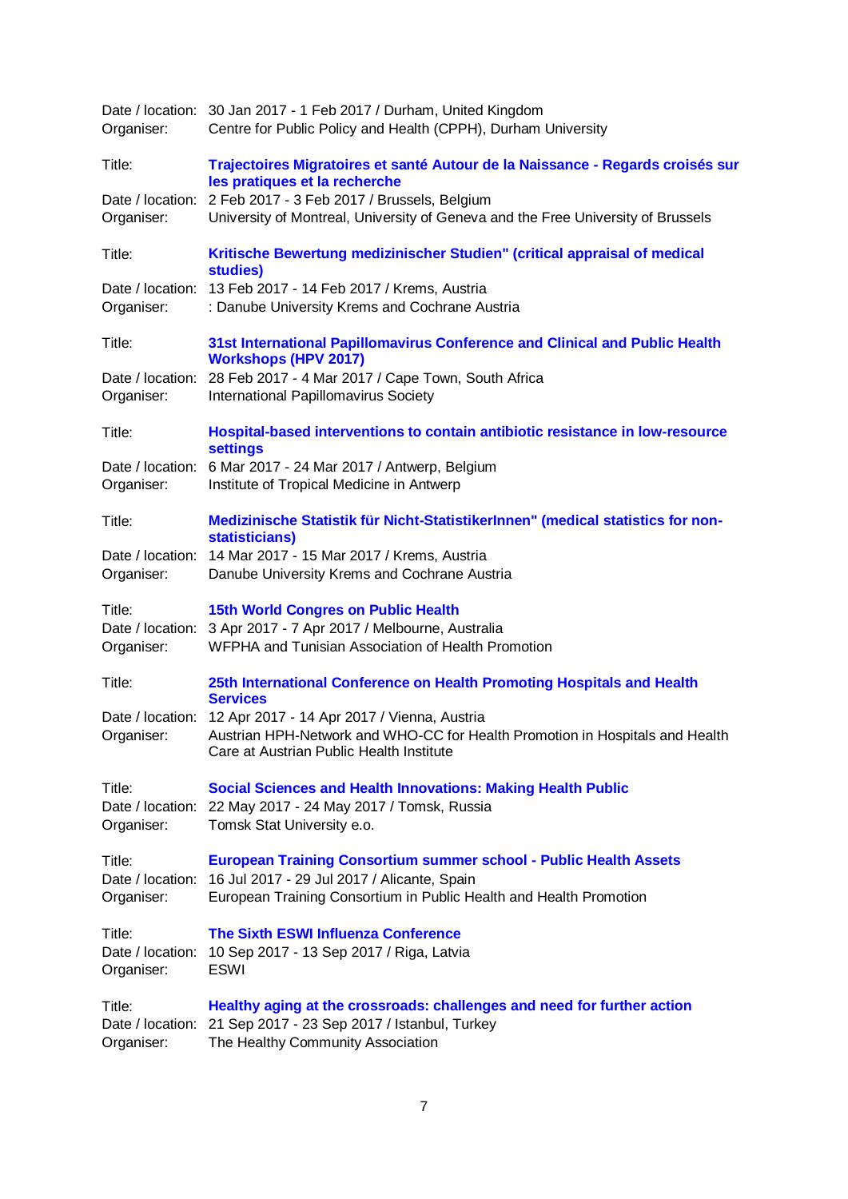Date / location: 30 Jan 2017 - 1 Feb 2017 / Durham, United Kingdom
Organiser: Centre for Public Policy and Health (CPPH), Durham University

Title: **Trajectoires Migratoires et santé Autour de la Naissance - Regards croisés sur les pratiques et la recherche**
Date / location: 2 Feb 2017 - 3 Feb 2017 / Brussels, Belgium
Organiser: University of Montreal, University of Geneva and the Free University of Brussels

Title: **Kritische Bewertung medizinischer Studien" (critical appraisal of medical studies)**
Date / location: 13 Feb 2017 - 14 Feb 2017 / Krems, Austria
Organiser: : Danube University Krems and Cochrane Austria

Title: **31st International Papillomavirus Conference and Clinical and Public Health Workshops (HPV 2017)**
Date / location: 28 Feb 2017 - 4 Mar 2017 / Cape Town, South Africa
Organiser: International Papillomavirus Society

Title: **Hospital-based interventions to contain antibiotic resistance in low-resource settings**
Date / location: 6 Mar 2017 - 24 Mar 2017 / Antwerp, Belgium
Organiser: Institute of Tropical Medicine in Antwerp

Title: **Medizinische Statistik für Nicht-StatistikerInnen" (medical statistics for non-statisticians)**
Date / location: 14 Mar 2017 - 15 Mar 2017 / Krems, Austria
Organiser: Danube University Krems and Cochrane Austria

Title: **15th World Congres on Public Health**
Date / location: 3 Apr 2017 - 7 Apr 2017 / Melbourne, Australia
Organiser: WFPHA and Tunisian Association of Health Promotion

Title: **25th International Conference on Health Promoting Hospitals and Health Services**
Date / location: 12 Apr 2017 - 14 Apr 2017 / Vienna, Austria
Organiser: Austrian HPH-Network and WHO-CC for Health Promotion in Hospitals and Health Care at Austrian Public Health Institute

Title: **Social Sciences and Health Innovations: Making Health Public**
Date / location: 22 May 2017 - 24 May 2017 / Tomsk, Russia
Organiser: Tomsk Stat University e.o.

Title: **European Training Consortium summer school - Public Health Assets**
Date / location: 16 Jul 2017 - 29 Jul 2017 / Alicante, Spain
Organiser: European Training Consortium in Public Health and Health Promotion

Title: **The Sixth ESWI Influenza Conference**
Date / location: 10 Sep 2017 - 13 Sep 2017 / Riga, Latvia
Organiser: ESWI

Title: **Healthy aging at the crossroads: challenges and need for further action**
Date / location: 21 Sep 2017 - 23 Sep 2017 / Istanbul, Turkey
Organiser: The Healthy Community Association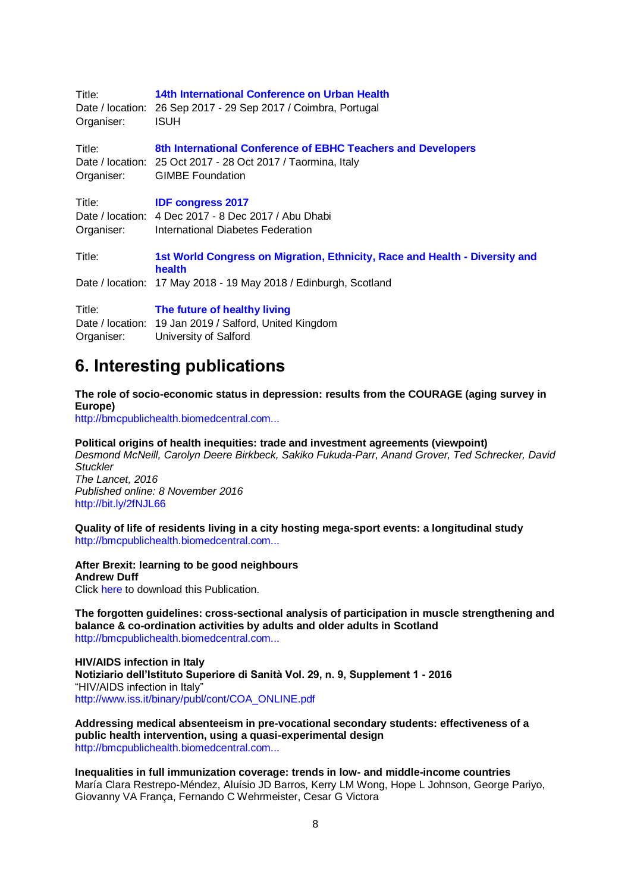Title: **14th International Conference on Urban Health**
Date / location: 26 Sep 2017 - 29 Sep 2017 / Coimbra, Portugal
Organiser: ISUH

Title: **8th International Conference of EBHC Teachers and Developers**
Date / location: 25 Oct 2017 - 28 Oct 2017 / Taormina, Italy
Organiser: GIMBE Foundation

Title: **IDF congress 2017**
Date / location: 4 Dec 2017 - 8 Dec 2017 / Abu Dhabi
Organiser: International Diabetes Federation

Title: **1st World Congress on Migration, Ethnicity, Race and Health - Diversity and health**
Date / location: 17 May 2018 - 19 May 2018 / Edinburgh, Scotland

Title: **The future of healthy living**
Date / location: 19 Jan 2019 / Salford, United Kingdom
Organiser: University of Salford

# 6. Interesting publications

**The role of socio-economic status in depression: results from the COURAGE (aging survey in Europe)**
http://bmcpublichealth.biomedcentral.com...

**Political origins of health inequities: trade and investment agreements (viewpoint)**
*Desmond McNeill, Carolyn Deere Birkbeck, Sakiko Fukuda-Parr, Anand Grover, Ted Schrecker, David Stuckler*
*The Lancet, 2016*
*Published online: 8 November 2016*
http://bit.ly/2fNJL66

**Quality of life of residents living in a city hosting mega-sport events: a longitudinal study**
http://bmcpublichealth.biomedcentral.com...

**After Brexit: learning to be good neighbours**
**Andrew Duff**
Click here to download this Publication.

**The forgotten guidelines: cross-sectional analysis of participation in muscle strengthening and balance & co-ordination activities by adults and older adults in Scotland**
http://bmcpublichealth.biomedcentral.com...

**HIV/AIDS infection in Italy**
**Notiziario dell'Istituto Superiore di Sanità Vol. 29, n. 9, Supplement 1 - 2016**
"HIV/AIDS infection in Italy"
http://www.iss.it/binary/publ/cont/COA_ONLINE.pdf

**Addressing medical absenteeism in pre-vocational secondary students: effectiveness of a public health intervention, using a quasi-experimental design**
http://bmcpublichealth.biomedcentral.com...

**Inequalities in full immunization coverage: trends in low- and middle-income countries**
María Clara Restrepo-Méndez, Aluísio JD Barros, Kerry LM Wong, Hope L Johnson, George Pariyo, Giovanny VA França, Fernando C Wehrmeister, Cesar G Victora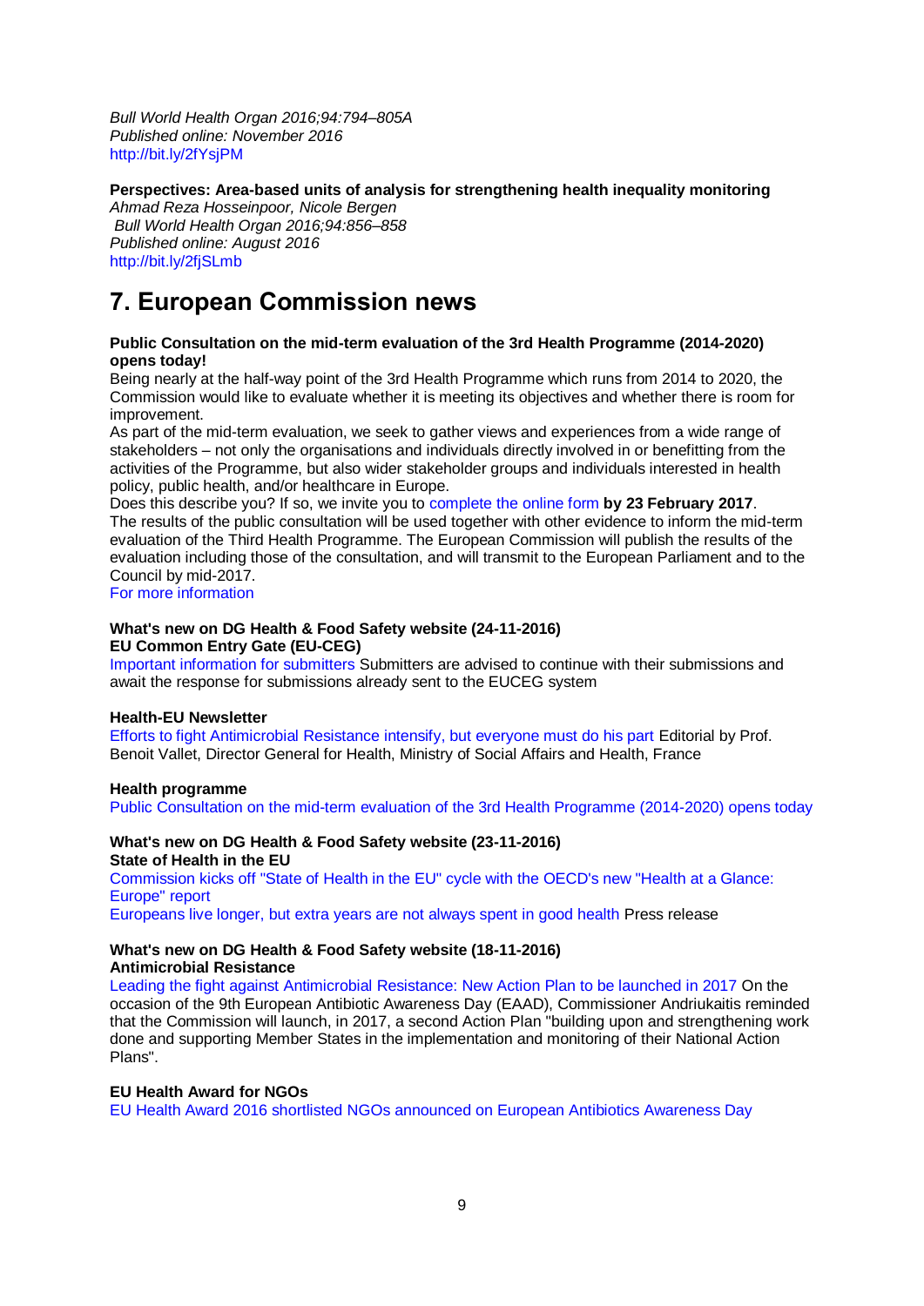*Bull World Health Organ 2016;94:794–805A*
*Published online: November 2016*
http://bit.ly/2fYsjPM

**Perspectives: Area-based units of analysis for strengthening health inequality monitoring**
*Ahmad Reza Hosseinpoor, Nicole Bergen*
*Bull World Health Organ 2016;94:856–858*
*Published online: August 2016*
http://bit.ly/2fjSLmb

# 7. European Commission news

**Public Consultation on the mid-term evaluation of the 3rd Health Programme (2014-2020) opens today!**

Being nearly at the half-way point of the 3rd Health Programme which runs from 2014 to 2020, the Commission would like to evaluate whether it is meeting its objectives and whether there is room for improvement.

As part of the mid-term evaluation, we seek to gather views and experiences from a wide range of stakeholders – not only the organisations and individuals directly involved in or benefitting from the activities of the Programme, but also wider stakeholder groups and individuals interested in health policy, public health, and/or healthcare in Europe.

Does this describe you? If so, we invite you to complete the online form **by 23 February 2017**. The results of the public consultation will be used together with other evidence to inform the mid-term evaluation of the Third Health Programme. The European Commission will publish the results of the evaluation including those of the consultation, and will transmit to the European Parliament and to the Council by mid-2017.

For more information

**What's new on DG Health & Food Safety website (24-11-2016)**
**EU Common Entry Gate (EU-CEG)**

Important information for submitters Submitters are advised to continue with their submissions and await the response for submissions already sent to the EUCEG system

**Health-EU Newsletter**

Efforts to fight Antimicrobial Resistance intensify, but everyone must do his part Editorial by Prof. Benoit Vallet, Director General for Health, Ministry of Social Affairs and Health, France

**Health programme**

Public Consultation on the mid-term evaluation of the 3rd Health Programme (2014-2020) opens today

**What's new on DG Health & Food Safety website (23-11-2016)**
**State of Health in the EU**

Commission kicks off "State of Health in the EU" cycle with the OECD's new "Health at a Glance: Europe" report

Europeans live longer, but extra years are not always spent in good health Press release

**What's new on DG Health & Food Safety website (18-11-2016)**
**Antimicrobial Resistance**

Leading the fight against Antimicrobial Resistance: New Action Plan to be launched in 2017 On the occasion of the 9th European Antibiotic Awareness Day (EAAD), Commissioner Andriukaitis reminded that the Commission will launch, in 2017, a second Action Plan "building upon and strengthening work done and supporting Member States in the implementation and monitoring of their National Action Plans".

**EU Health Award for NGOs**

EU Health Award 2016 shortlisted NGOs announced on European Antibiotics Awareness Day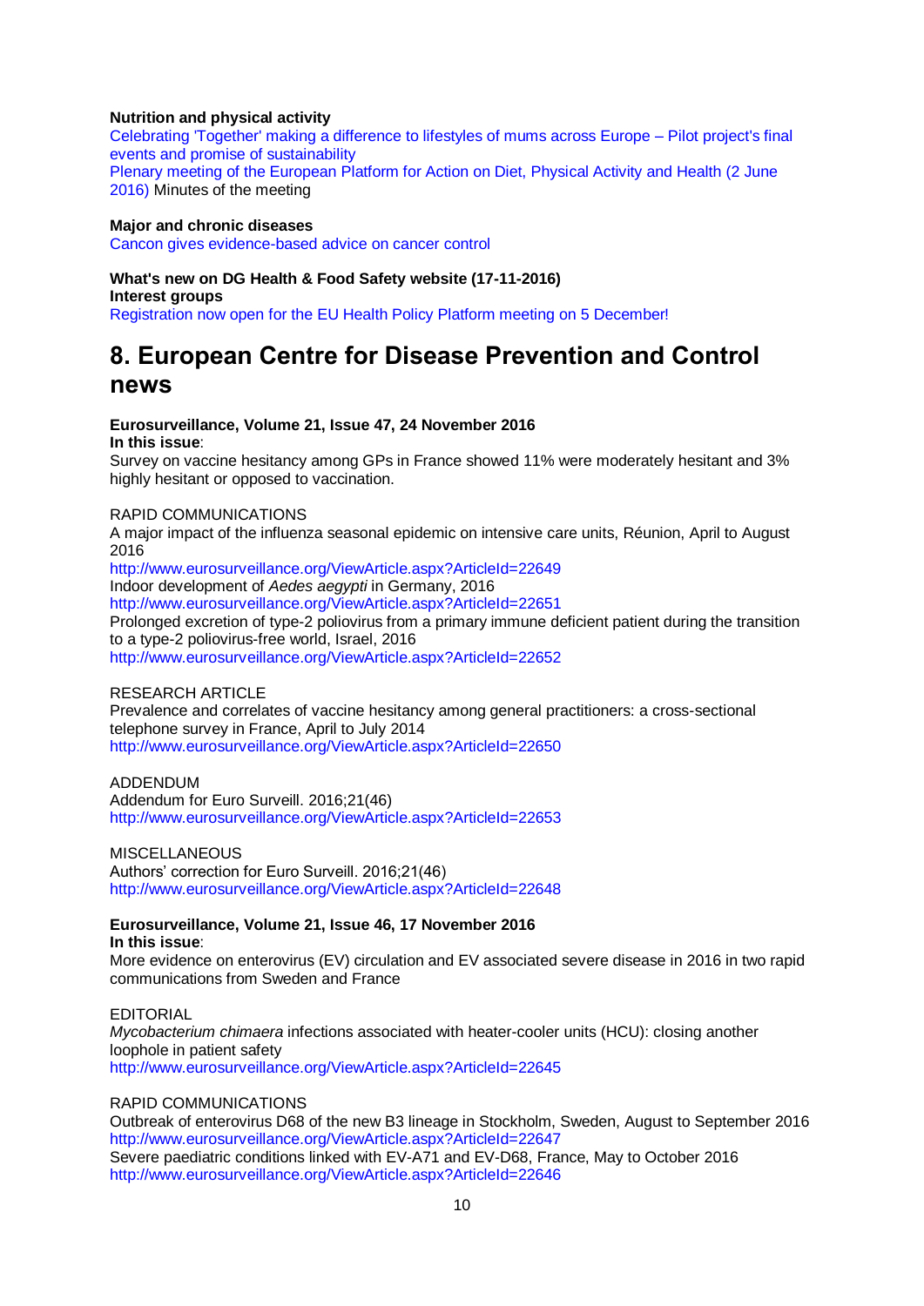**Nutrition and physical activity**

Celebrating 'Together' making a difference to lifestyles of mums across Europe – Pilot project's final events and promise of sustainability

Plenary meeting of the European Platform for Action on Diet, Physical Activity and Health (2 June 2016) Minutes of the meeting

**Major and chronic diseases**

Cancon gives evidence-based advice on cancer control

**What's new on DG Health & Food Safety website (17-11-2016)**

**Interest groups**

Registration now open for the EU Health Policy Platform meeting on 5 December!

# 8. European Centre for Disease Prevention and Control news

**Eurosurveillance, Volume 21, Issue 47, 24 November 2016**

**In this issue**:

Survey on vaccine hesitancy among GPs in France showed 11% were moderately hesitant and 3% highly hesitant or opposed to vaccination.

RAPID COMMUNICATIONS

A major impact of the influenza seasonal epidemic on intensive care units, Réunion, April to August 2016
http://www.eurosurveillance.org/ViewArticle.aspx?ArticleId=22649

Indoor development of *Aedes aegypti* in Germany, 2016
http://www.eurosurveillance.org/ViewArticle.aspx?ArticleId=22651

Prolonged excretion of type-2 poliovirus from a primary immune deficient patient during the transition to a type-2 poliovirus-free world, Israel, 2016
http://www.eurosurveillance.org/ViewArticle.aspx?ArticleId=22652

RESEARCH ARTICLE

Prevalence and correlates of vaccine hesitancy among general practitioners: a cross-sectional telephone survey in France, April to July 2014
http://www.eurosurveillance.org/ViewArticle.aspx?ArticleId=22650

ADDENDUM

Addendum for Euro Surveill. 2016;21(46)
http://www.eurosurveillance.org/ViewArticle.aspx?ArticleId=22653

MISCELLANEOUS

Authors' correction for Euro Surveill. 2016;21(46)
http://www.eurosurveillance.org/ViewArticle.aspx?ArticleId=22648

**Eurosurveillance, Volume 21, Issue 46, 17 November 2016**

**In this issue**:

More evidence on enterovirus (EV) circulation and EV associated severe disease in 2016 in two rapid communications from Sweden and France

EDITORIAL

*Mycobacterium chimaera* infections associated with heater-cooler units (HCU): closing another loophole in patient safety
http://www.eurosurveillance.org/ViewArticle.aspx?ArticleId=22645

RAPID COMMUNICATIONS

Outbreak of enterovirus D68 of the new B3 lineage in Stockholm, Sweden, August to September 2016
http://www.eurosurveillance.org/ViewArticle.aspx?ArticleId=22647

Severe paediatric conditions linked with EV-A71 and EV-D68, France, May to October 2016
http://www.eurosurveillance.org/ViewArticle.aspx?ArticleId=22646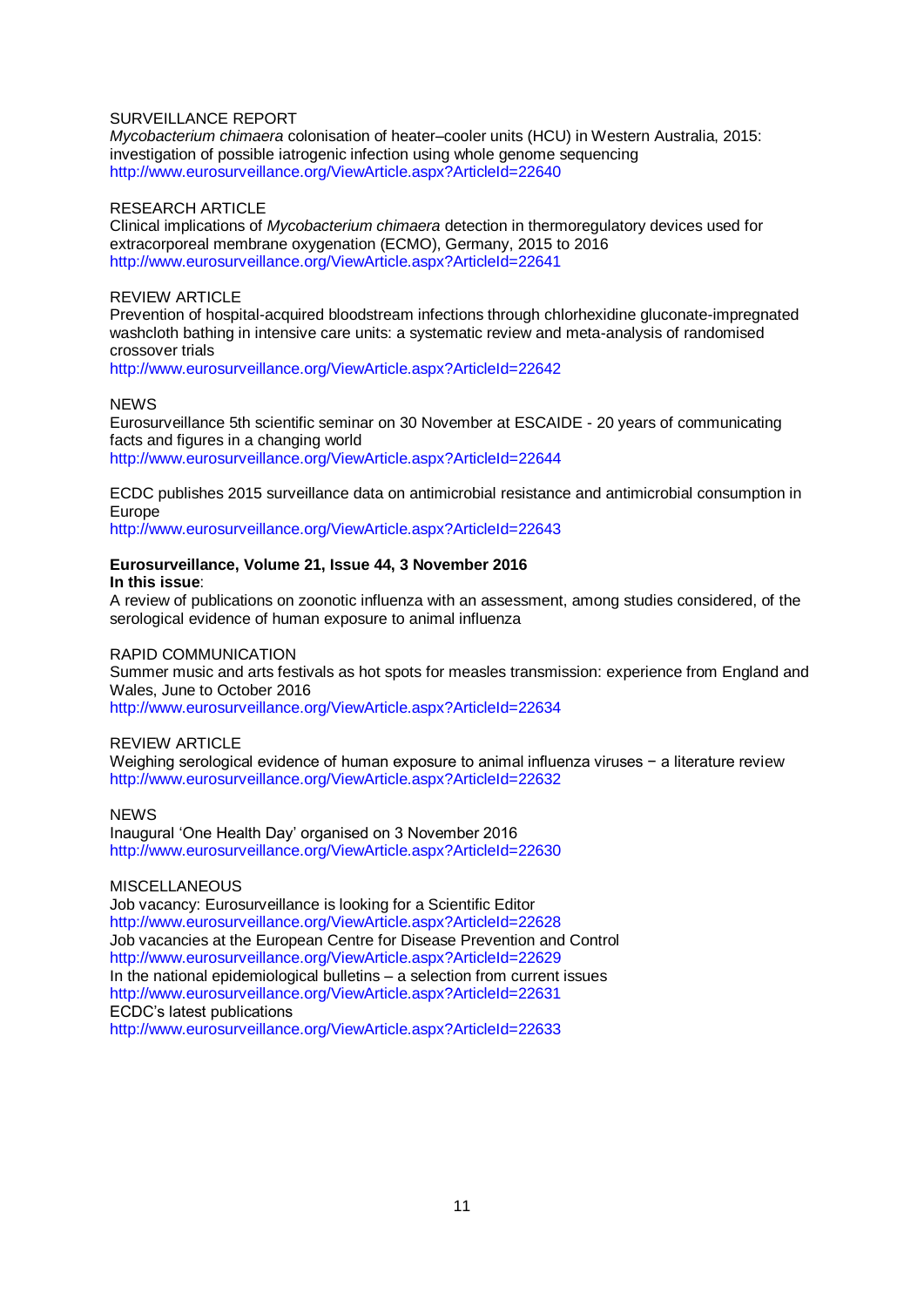SURVEILLANCE REPORT
*Mycobacterium chimaera* colonisation of heater–cooler units (HCU) in Western Australia, 2015: investigation of possible iatrogenic infection using whole genome sequencing
http://www.eurosurveillance.org/ViewArticle.aspx?ArticleId=22640

RESEARCH ARTICLE
Clinical implications of *Mycobacterium chimaera* detection in thermoregulatory devices used for extracorporeal membrane oxygenation (ECMO), Germany, 2015 to 2016
http://www.eurosurveillance.org/ViewArticle.aspx?ArticleId=22641

REVIEW ARTICLE
Prevention of hospital-acquired bloodstream infections through chlorhexidine gluconate-impregnated washcloth bathing in intensive care units: a systematic review and meta-analysis of randomised crossover trials
http://www.eurosurveillance.org/ViewArticle.aspx?ArticleId=22642

NEWS
Eurosurveillance 5th scientific seminar on 30 November at ESCAIDE - 20 years of communicating facts and figures in a changing world
http://www.eurosurveillance.org/ViewArticle.aspx?ArticleId=22644

ECDC publishes 2015 surveillance data on antimicrobial resistance and antimicrobial consumption in Europe
http://www.eurosurveillance.org/ViewArticle.aspx?ArticleId=22643

**Eurosurveillance, Volume 21, Issue 44, 3 November 2016**
**In this issue**:
A review of publications on zoonotic influenza with an assessment, among studies considered, of the serological evidence of human exposure to animal influenza

RAPID COMMUNICATION
Summer music and arts festivals as hot spots for measles transmission: experience from England and Wales, June to October 2016
http://www.eurosurveillance.org/ViewArticle.aspx?ArticleId=22634

REVIEW ARTICLE
Weighing serological evidence of human exposure to animal influenza viruses − a literature review
http://www.eurosurveillance.org/ViewArticle.aspx?ArticleId=22632

NEWS
Inaugural 'One Health Day' organised on 3 November 2016
http://www.eurosurveillance.org/ViewArticle.aspx?ArticleId=22630

MISCELLANEOUS
Job vacancy: Eurosurveillance is looking for a Scientific Editor
http://www.eurosurveillance.org/ViewArticle.aspx?ArticleId=22628
Job vacancies at the European Centre for Disease Prevention and Control
http://www.eurosurveillance.org/ViewArticle.aspx?ArticleId=22629
In the national epidemiological bulletins – a selection from current issues
http://www.eurosurveillance.org/ViewArticle.aspx?ArticleId=22631
ECDC's latest publications
http://www.eurosurveillance.org/ViewArticle.aspx?ArticleId=22633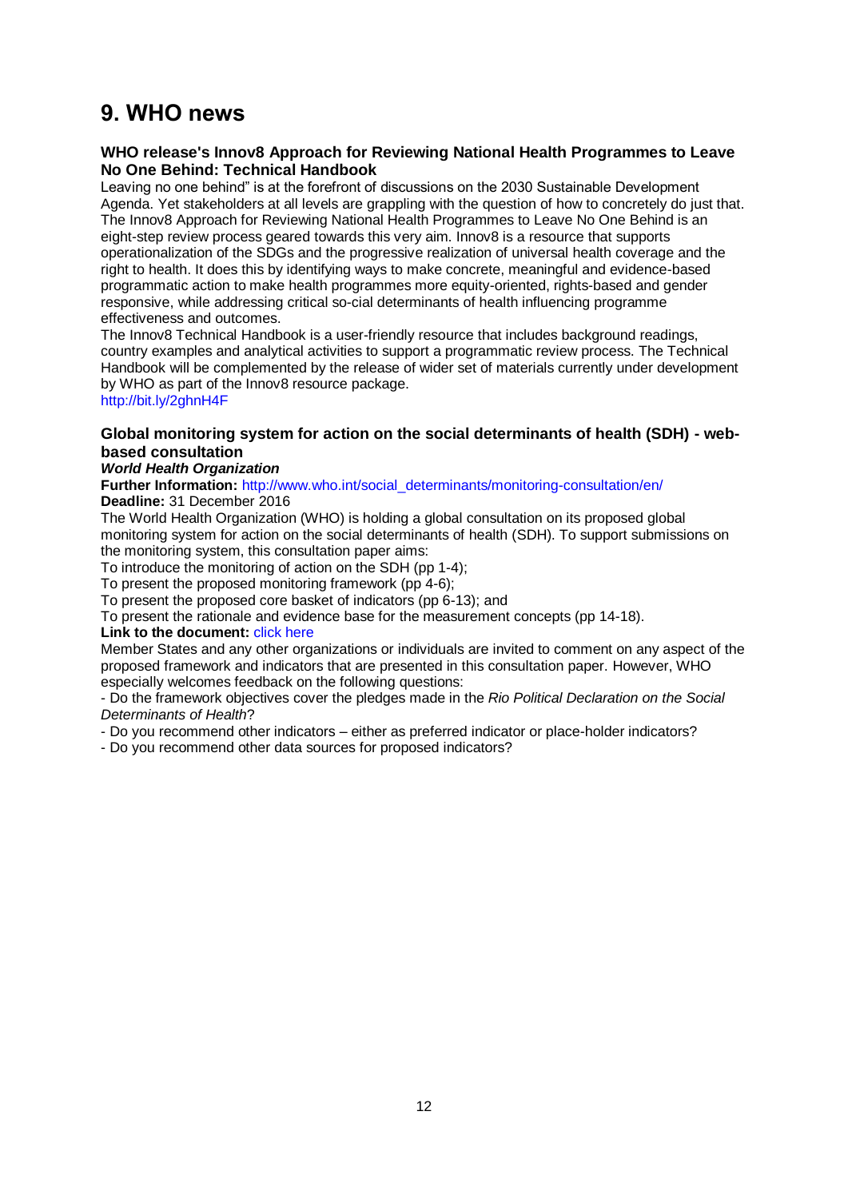# 9. WHO news

### WHO release's Innov8 Approach for Reviewing National Health Programmes to Leave No One Behind: Technical Handbook

Leaving no one behind" is at the forefront of discussions on the 2030 Sustainable Development Agenda. Yet stakeholders at all levels are grappling with the question of how to concretely do just that. The Innov8 Approach for Reviewing National Health Programmes to Leave No One Behind is an eight-step review process geared towards this very aim. Innov8 is a resource that supports operationalization of the SDGs and the progressive realization of universal health coverage and the right to health. It does this by identifying ways to make concrete, meaningful and evidence-based programmatic action to make health programmes more equity-oriented, rights-based and gender responsive, while addressing critical so-cial determinants of health influencing programme effectiveness and outcomes.

The Innov8 Technical Handbook is a user-friendly resource that includes background readings, country examples and analytical activities to support a programmatic review process. The Technical Handbook will be complemented by the release of wider set of materials currently under development by WHO as part of the Innov8 resource package.

http://bit.ly/2ghnH4F

### Global monitoring system for action on the social determinants of health (SDH) - web-based consultation

***World Health Organization***

**Further Information:** http://www.who.int/social_determinants/monitoring-consultation/en/

**Deadline:** 31 December 2016

The World Health Organization (WHO) is holding a global consultation on its proposed global monitoring system for action on the social determinants of health (SDH). To support submissions on the monitoring system, this consultation paper aims:

To introduce the monitoring of action on the SDH (pp 1-4);

To present the proposed monitoring framework (pp 4-6);

To present the proposed core basket of indicators (pp 6-13); and

To present the rationale and evidence base for the measurement concepts (pp 14-18).

**Link to the document:** click here

Member States and any other organizations or individuals are invited to comment on any aspect of the proposed framework and indicators that are presented in this consultation paper. However, WHO especially welcomes feedback on the following questions:

- Do the framework objectives cover the pledges made in the *Rio Political Declaration on the Social Determinants of Health*?
- Do you recommend other indicators – either as preferred indicator or place-holder indicators?
- Do you recommend other data sources for proposed indicators?